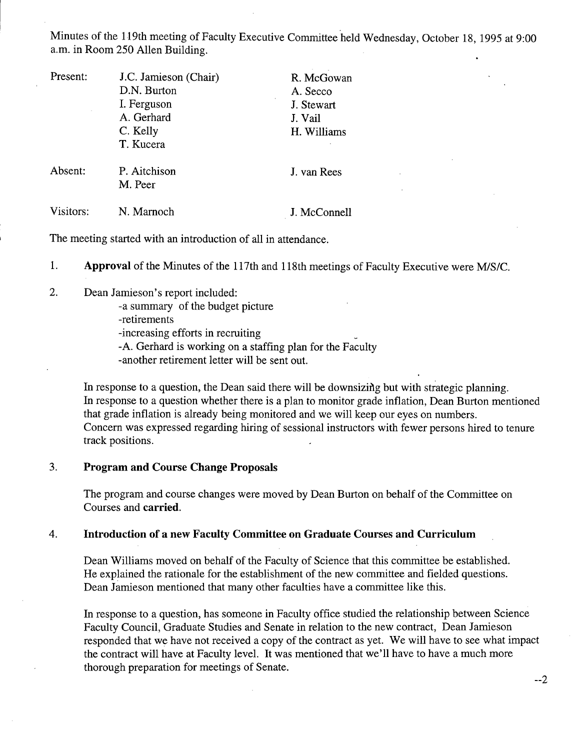Minutes of the 119th meeting of Faculty Executive Committee held Wednesday, October 18, 1995 at 9:00 a.m. in Room 250 Allen Building.

| | | |
|---|---|---|
| Present: | J.C. Jamieson (Chair) | R. McGowan |
| | D.N. Burton | A. Secco |
| | I. Ferguson | J. Stewart |
| | A. Gerhard | J. Vail |
| | C. Kelly | H. Williams |
| | T. Kucera | |
| Absent: | P. Aitchison | J. van Rees |
| | M. Peer | |
| Visitors: | N. Marnoch | J. McConnell |

The meeting started with an introduction of all in attendance.

1. **Approval** of the Minutes of the 117th and 118th meetings of Faculty Executive were M/S/C.

2. Dean Jamieson's report included:
   - a summary of the budget picture
   - retirements
   - increasing efforts in recruiting
   - A. Gerhard is working on a staffing plan for the Faculty
   - another retirement letter will be sent out.

   In response to a question, the Dean said there will be downsizing but with strategic planning. In response to a question whether there is a plan to monitor grade inflation, Dean Burton mentioned that grade inflation is already being monitored and we will keep our eyes on numbers. Concern was expressed regarding hiring of sessional instructors with fewer persons hired to tenure track positions.

3. **Program and Course Change Proposals**

   The program and course changes were moved by Dean Burton on behalf of the Committee on Courses and **carried**.

4. **Introduction of a new Faculty Committee on Graduate Courses and Curriculum**

   Dean Williams moved on behalf of the Faculty of Science that this committee be established. He explained the rationale for the establishment of the new committee and fielded questions. Dean Jamieson mentioned that many other faculties have a committee like this.

   In response to a question, has someone in Faculty office studied the relationship between Science Faculty Council, Graduate Studies and Senate in relation to the new contract, Dean Jamieson responded that we have not received a copy of the contract as yet. We will have to see what impact the contract will have at Faculty level. It was mentioned that we'll have to have a much more thorough preparation for meetings of Senate.

--2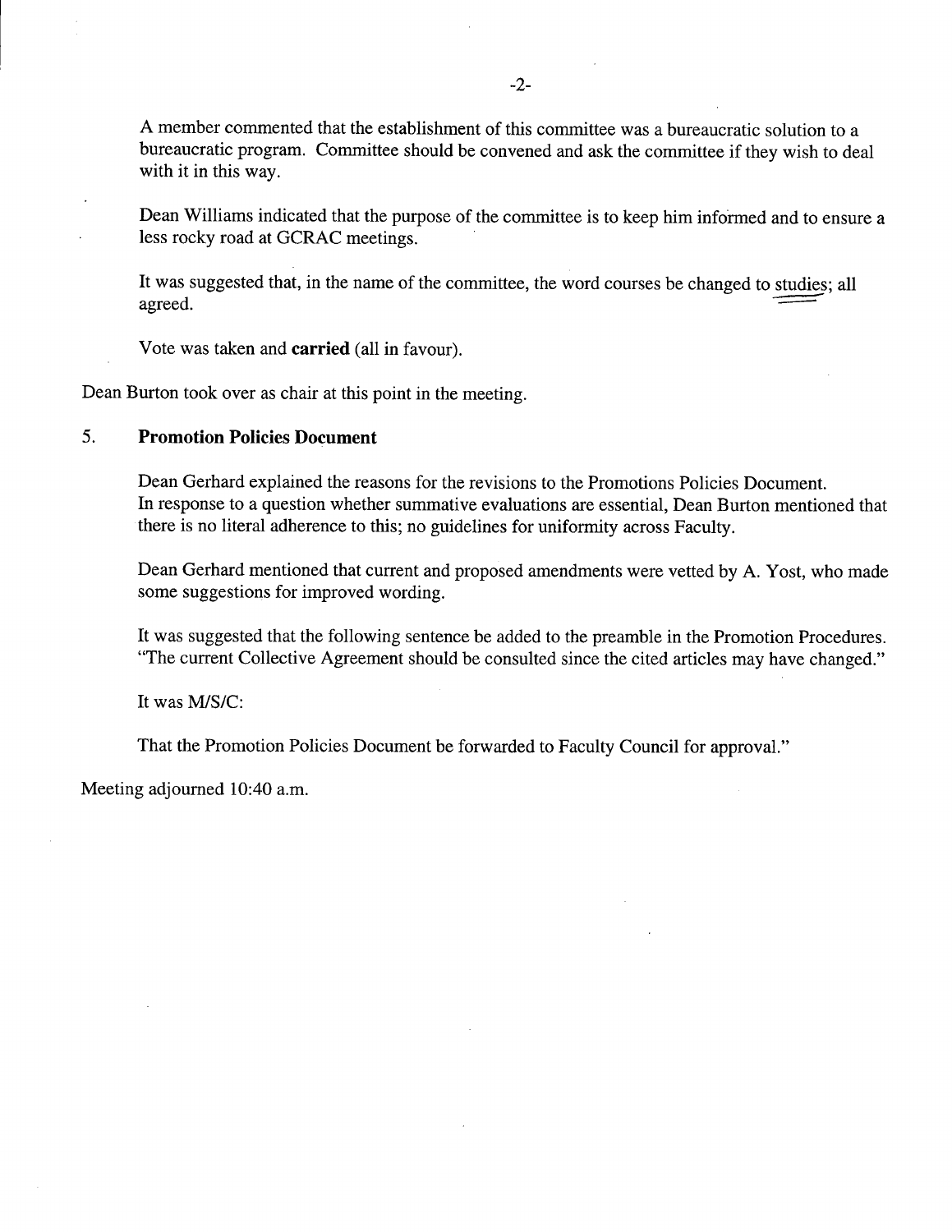A member commented that the establishment of this committee was a bureaucratic solution to a bureaucratic program. Committee should be convened and ask the committee if they wish to deal with it in this way.

Dean Williams indicated that the purpose of the committee is to keep him informed and to ensure a less rocky road at GCRAC meetings.

It was suggested that, in the name of the committee, the word courses be changed to studies; all agreed.

Vote was taken and **carried** (all in favour).

Dean Burton took over as chair at this point in the meeting.

## 5. Promotion Policies Document

Dean Gerhard explained the reasons for the revisions to the Promotions Policies Document. In response to a question whether summative evaluations are essential, Dean Burton mentioned that there is no literal adherence to this; no guidelines for uniformity across Faculty.

Dean Gerhard mentioned that current and proposed amendments were vetted by A. Yost, who made some suggestions for improved wording.

It was suggested that the following sentence be added to the preamble in the Promotion Procedures. "The current Collective Agreement should be consulted since the cited articles may have changed."

It was M/S/C:

That the Promotion Policies Document be forwarded to Faculty Council for approval."

Meeting adjourned 10:40 a.m.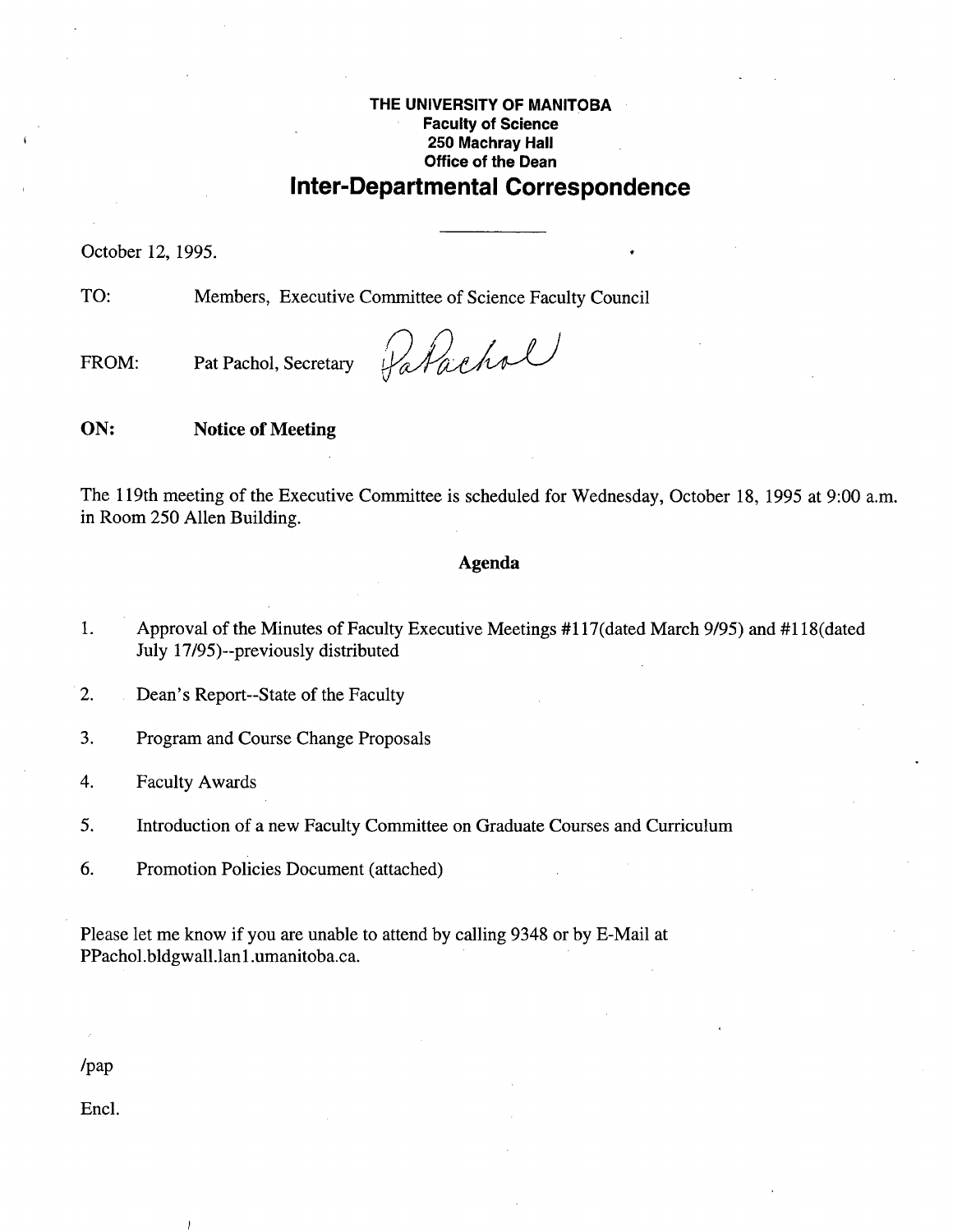**THE UNIVERSITY OF MANITOBA**
**Faculty of Science**
**250 Machray Hall**
**Office of the Dean**

# Inter-Departmental Correspondence

October 12, 1995.

TO: Members, Executive Committee of Science Faculty Council

FROM: Pat Pachol, Secretary *Pat Pachol*

**ON: Notice of Meeting**

The 119th meeting of the Executive Committee is scheduled for Wednesday, October 18, 1995 at 9:00 a.m. in Room 250 Allen Building.

**Agenda**

1. Approval of the Minutes of Faculty Executive Meetings #117(dated March 9/95) and #118(dated July 17/95)--previously distributed
2. Dean's Report--State of the Faculty
3. Program and Course Change Proposals
4. Faculty Awards
5. Introduction of a new Faculty Committee on Graduate Courses and Curriculum
6. Promotion Policies Document (attached)

Please let me know if you are unable to attend by calling 9348 or by E-Mail at PPachol.bldgwall.lan1.umanitoba.ca.

/pap

Encl.